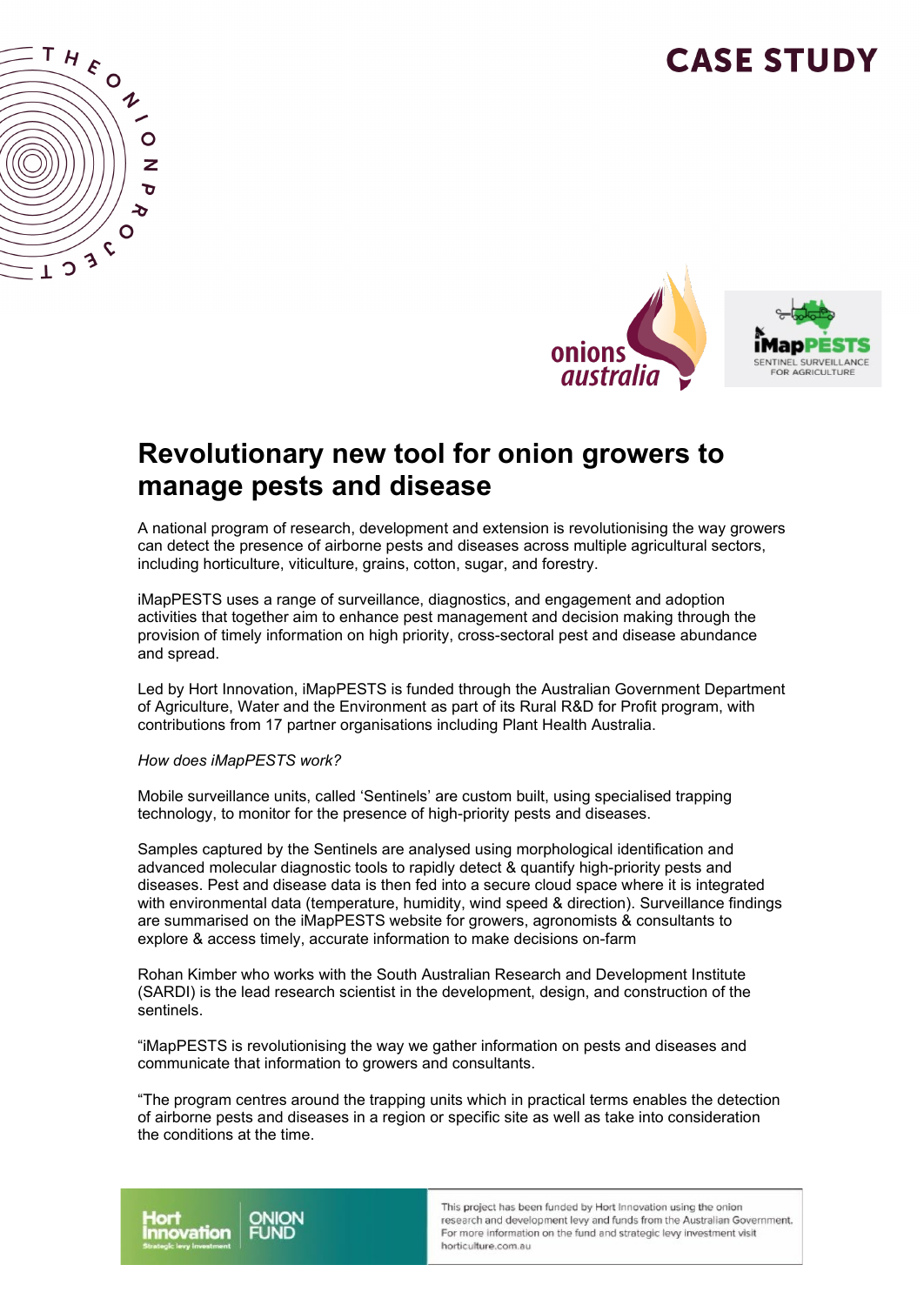# CASE STUDY

## Revolutionary new tool for onion growers to manage pests and disease

A national program of research, development and extension is revolutionising the way growers can detect the presence of airborne pests and diseases across multiple agricultural sectors, including horticulture, viticulture, grains, cotton, sugar, and forestry.

iMapPESTS uses a range of surveillance, diagnostics, and engagement and adoption activities that together aim to enhance pest management and decision making through the provision of timely information on high priority, cross-sectoral pest and disease abundance and spread.

Led by Hort Innovation, iMapPESTS is funded through the Australian Government Department of Agriculture, Water and the Environment as part of its Rural R&D for Profit program, with contributions from 17 partner organisations including Plant Health Australia.

*How does iMapPESTS work?*

Mobile surveillance units, called 'Sentinels' are custom built, using specialised trapping technology, to monitor for the presence of high-priority pests and diseases.

Samples captured by the Sentinels are analysed using morphological identification and advanced molecular diagnostic tools to rapidly detect & quantify high-priority pests and diseases. Pest and disease data is then fed into a secure cloud space where it is integrated with environmental data (temperature, humidity, wind speed & direction). Surveillance findings are summarised on the iMapPESTS website for growers, agronomists & consultants to explore & access timely, accurate information to make decisions on-farm

Rohan Kimber who works with the South Australian Research and Development Institute (SARDI) is the lead research scientist in the development, design, and construction of the sentinels.

"iMapPESTS is revolutionising the way we gather information on pests and diseases and communicate that information to growers and consultants.

"The program centres around the trapping units which in practical terms enables the detection of airborne pests and diseases in a region or specific site as well as take into consideration the conditions at the time.

This project has been funded by Hort Innovation using the onion research and development levy and funds from the Australian Government. For more information on the fund and strategic levy investment visit horticulture.com.au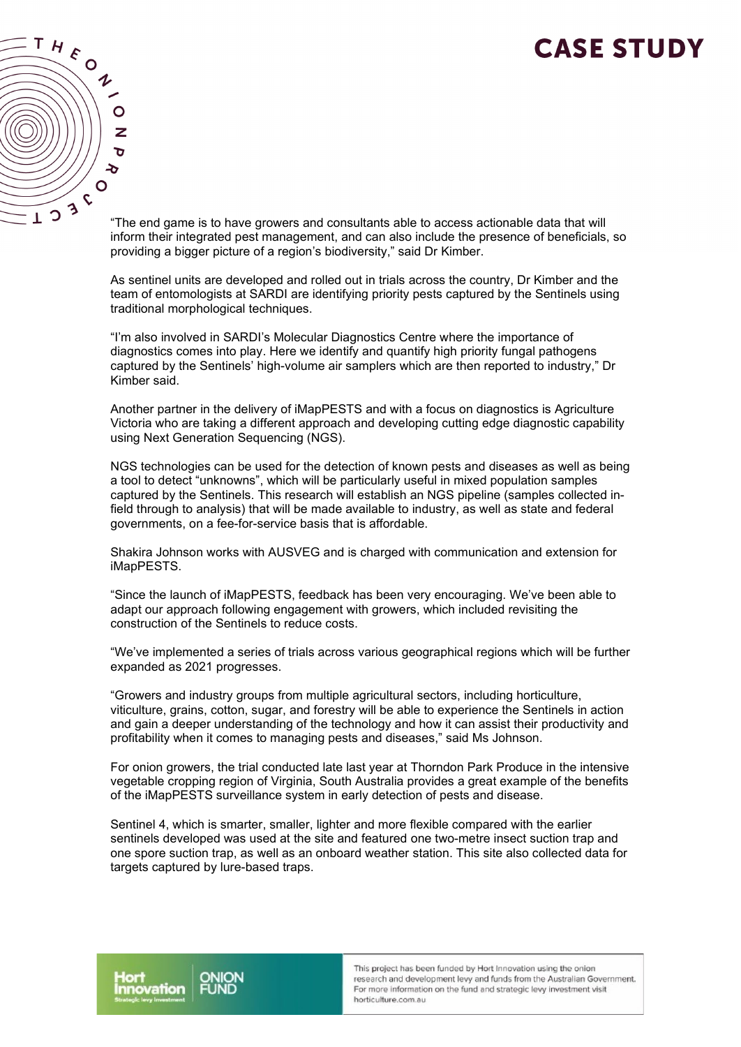"The end game is to have growers and consultants able to access actionable data that will inform their integrated pest management, and can also include the presence of beneficials, so providing a bigger picture of a region's biodiversity," said Dr Kimber.

As sentinel units are developed and rolled out in trials across the country, Dr Kimber and the team of entomologists at SARDI are identifying priority pests captured by the Sentinels using traditional morphological techniques.

"I'm also involved in SARDI's Molecular Diagnostics Centre where the importance of diagnostics comes into play. Here we identify and quantify high priority fungal pathogens captured by the Sentinels' high-volume air samplers which are then reported to industry," Dr Kimber said.

Another partner in the delivery of iMapPESTS and with a focus on diagnostics is Agriculture Victoria who are taking a different approach and developing cutting edge diagnostic capability using Next Generation Sequencing (NGS).

NGS technologies can be used for the detection of known pests and diseases as well as being a tool to detect "unknowns", which will be particularly useful in mixed population samples captured by the Sentinels. This research will establish an NGS pipeline (samples collected in-field through to analysis) that will be made available to industry, as well as state and federal governments, on a fee-for-service basis that is affordable.

Shakira Johnson works with AUSVEG and is charged with communication and extension for iMapPESTS.

"Since the launch of iMapPESTS, feedback has been very encouraging. We've been able to adapt our approach following engagement with growers, which included revisiting the construction of the Sentinels to reduce costs.

"We've implemented a series of trials across various geographical regions which will be further expanded as 2021 progresses.

"Growers and industry groups from multiple agricultural sectors, including horticulture, viticulture, grains, cotton, sugar, and forestry will be able to experience the Sentinels in action and gain a deeper understanding of the technology and how it can assist their productivity and profitability when it comes to managing pests and diseases," said Ms Johnson.

For onion growers, the trial conducted late last year at Thorndon Park Produce in the intensive vegetable cropping region of Virginia, South Australia provides a great example of the benefits of the iMapPESTS surveillance system in early detection of pests and disease.

Sentinel 4, which is smarter, smaller, lighter and more flexible compared with the earlier sentinels developed was used at the site and featured one two-metre insect suction trap and one spore suction trap, as well as an onboard weather station. This site also collected data for targets captured by lure-based traps.

This project has been funded by Hort Innovation using the onion research and development levy and funds from the Australian Government. For more information on the fund and strategic levy investment visit horticulture.com.au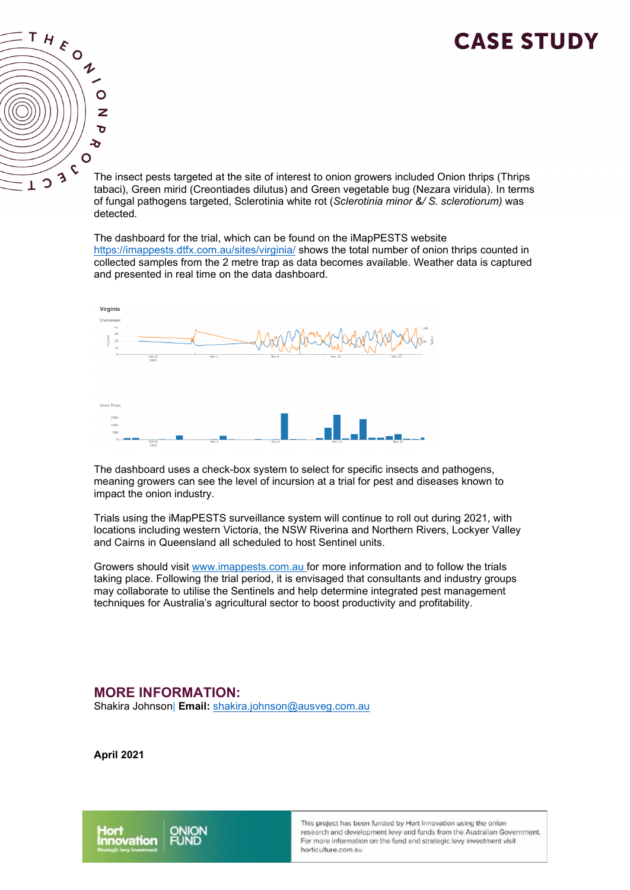The insect pests targeted at the site of interest to onion growers included Onion thrips (Thrips tabaci), Green mirid (Creontiades dilutus) and Green vegetable bug (Nezara viridula). In terms of fungal pathogens targeted, Sclerotinia white rot (*Sclerotinia minor &/ S. sclerotiorum)* was detected.

The dashboard for the trial, which can be found on the iMapPESTS website https://imappests.dtfx.com.au/sites/virginia/ shows the total number of onion thrips counted in collected samples from the 2 metre trap as data becomes available. Weather data is captured and presented in real time on the data dashboard.

Virginia

Environment

Oct 25 2020

Nov 1

Nov 8

Nov 15

Nov 22

Onion Thrips

1500

1000

500

0

Oct 25 2020

Nov 1

Nov 8

Nov 15

Nov 22

The dashboard uses a check-box system to select for specific insects and pathogens, meaning growers can see the level of incursion at a trial for pest and diseases known to impact the onion industry.

Trials using the iMapPESTS surveillance system will continue to roll out during 2021, with locations including western Victoria, the NSW Riverina and Northern Rivers, Lockyer Valley and Cairns in Queensland all scheduled to host Sentinel units.

Growers should visit www.imappests.com.au for more information and to follow the trials taking place. Following the trial period, it is envisaged that consultants and industry groups may collaborate to utilise the Sentinels and help determine integrated pest management techniques for Australia's agricultural sector to boost productivity and profitability.

## MORE INFORMATION:

Shakira Johnson| **Email:** shakira.johnson@ausveg.com.au

**April 2021**

This project has been funded by Hort Innovation using the onion research and development levy and funds from the Australian Government. For more information on the fund and strategic levy investment visit horticulture.com.au